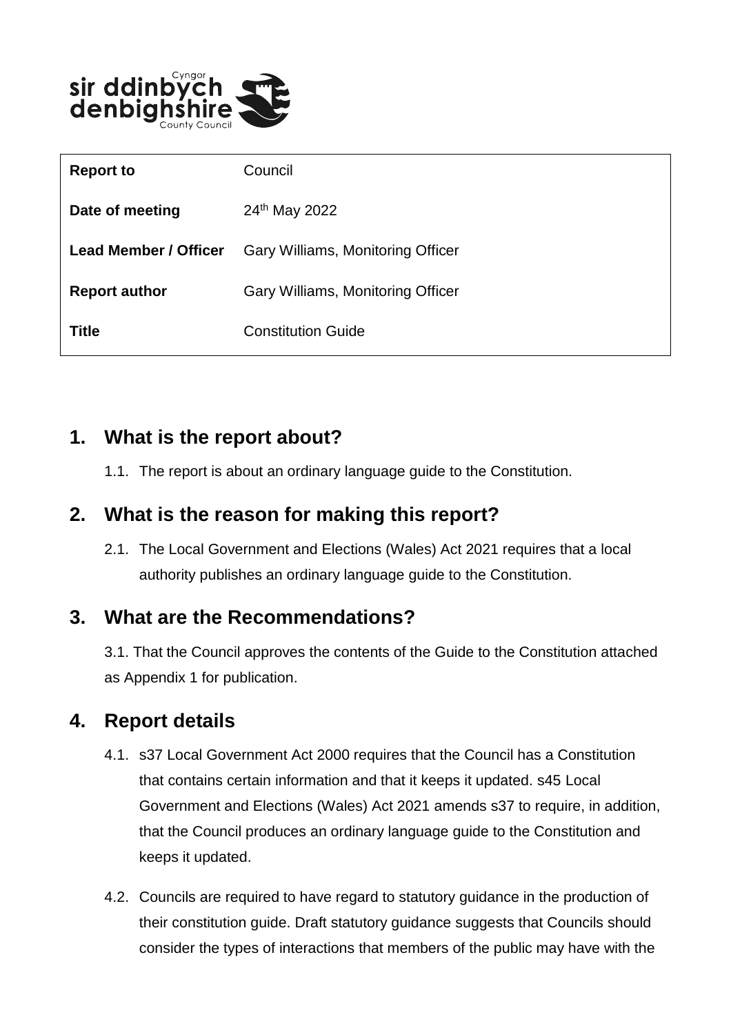| Report to | Council |
| --- | --- |
| Date of meeting | 24th May 2022 |
| Lead Member / Officer | Gary Williams, Monitoring Officer |
| Report author | Gary Williams, Monitoring Officer |
| Title | Constitution Guide |

## 1. What is the report about?

1.1. The report is about an ordinary language guide to the Constitution.

## 2. What is the reason for making this report?

2.1. The Local Government and Elections (Wales) Act 2021 requires that a local authority publishes an ordinary language guide to the Constitution.

## 3. What are the Recommendations?

3.1. That the Council approves the contents of the Guide to the Constitution attached as Appendix 1 for publication.

## 4. Report details

4.1. s37 Local Government Act 2000 requires that the Council has a Constitution that contains certain information and that it keeps it updated. s45 Local Government and Elections (Wales) Act 2021 amends s37 to require, in addition, that the Council produces an ordinary language guide to the Constitution and keeps it updated.

4.2. Councils are required to have regard to statutory guidance in the production of their constitution guide. Draft statutory guidance suggests that Councils should consider the types of interactions that members of the public may have with the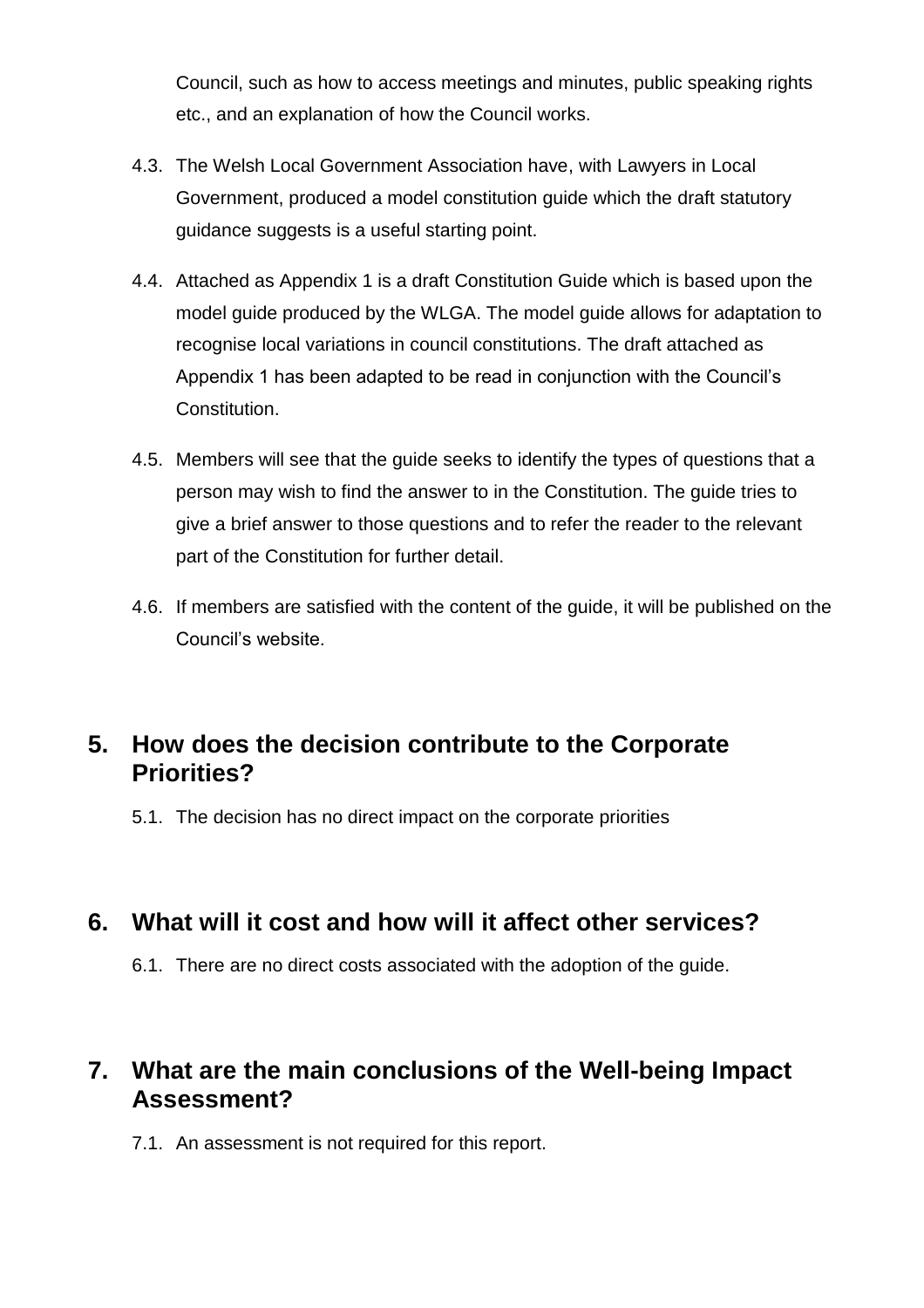Council, such as how to access meetings and minutes, public speaking rights etc., and an explanation of how the Council works.

4.3. The Welsh Local Government Association have, with Lawyers in Local Government, produced a model constitution guide which the draft statutory guidance suggests is a useful starting point.

4.4. Attached as Appendix 1 is a draft Constitution Guide which is based upon the model guide produced by the WLGA. The model guide allows for adaptation to recognise local variations in council constitutions. The draft attached as Appendix 1 has been adapted to be read in conjunction with the Council's Constitution.

4.5. Members will see that the guide seeks to identify the types of questions that a person may wish to find the answer to in the Constitution. The guide tries to give a brief answer to those questions and to refer the reader to the relevant part of the Constitution for further detail.

4.6. If members are satisfied with the content of the guide, it will be published on the Council's website.

## 5. How does the decision contribute to the Corporate Priorities?

5.1. The decision has no direct impact on the corporate priorities

## 6. What will it cost and how will it affect other services?

6.1. There are no direct costs associated with the adoption of the guide.

## 7. What are the main conclusions of the Well-being Impact Assessment?

7.1. An assessment is not required for this report.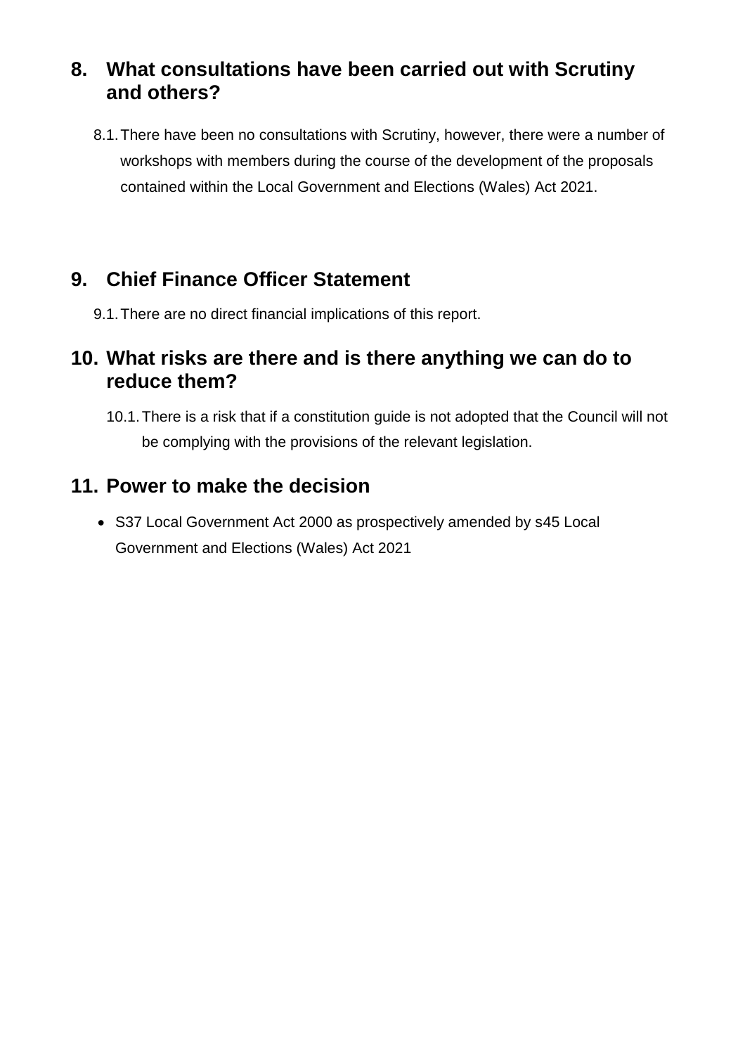## 8. What consultations have been carried out with Scrutiny and others?

8.1. There have been no consultations with Scrutiny, however, there were a number of workshops with members during the course of the development of the proposals contained within the Local Government and Elections (Wales) Act 2021.

## 9. Chief Finance Officer Statement

9.1. There are no direct financial implications of this report.

## 10. What risks are there and is there anything we can do to reduce them?

10.1. There is a risk that if a constitution guide is not adopted that the Council will not be complying with the provisions of the relevant legislation.

## 11. Power to make the decision

- S37 Local Government Act 2000 as prospectively amended by s45 Local Government and Elections (Wales) Act 2021